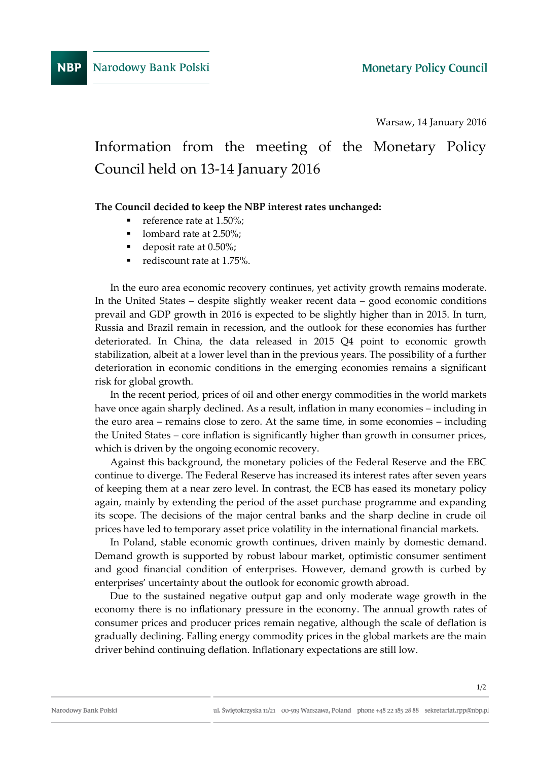Narodowy Bank Polski

Monetary Policy Council

Warsaw, 14 January 2016

# Information from the meeting of the Monetary Policy Council held on 13-14 January 2016

**The Council decided to keep the NBP interest rates unchanged:**

- reference rate at 1.50%;
- lombard rate at 2.50%;
- deposit rate at 0.50%;
- rediscount rate at 1.75%.

In the euro area economic recovery continues, yet activity growth remains moderate. In the United States – despite slightly weaker recent data – good economic conditions prevail and GDP growth in 2016 is expected to be slightly higher than in 2015. In turn, Russia and Brazil remain in recession, and the outlook for these economies has further deteriorated. In China, the data released in 2015 Q4 point to economic growth stabilization, albeit at a lower level than in the previous years. The possibility of a further deterioration in economic conditions in the emerging economies remains a significant risk for global growth.

In the recent period, prices of oil and other energy commodities in the world markets have once again sharply declined. As a result, inflation in many economies – including in the euro area – remains close to zero. At the same time, in some economies – including the United States – core inflation is significantly higher than growth in consumer prices, which is driven by the ongoing economic recovery.

Against this background, the monetary policies of the Federal Reserve and the EBC continue to diverge. The Federal Reserve has increased its interest rates after seven years of keeping them at a near zero level. In contrast, the ECB has eased its monetary policy again, mainly by extending the period of the asset purchase programme and expanding its scope. The decisions of the major central banks and the sharp decline in crude oil prices have led to temporary asset price volatility in the international financial markets.

In Poland, stable economic growth continues, driven mainly by domestic demand. Demand growth is supported by robust labour market, optimistic consumer sentiment and good financial condition of enterprises. However, demand growth is curbed by enterprises' uncertainty about the outlook for economic growth abroad.

Due to the sustained negative output gap and only moderate wage growth in the economy there is no inflationary pressure in the economy. The annual growth rates of consumer prices and producer prices remain negative, although the scale of deflation is gradually declining. Falling energy commodity prices in the global markets are the main driver behind continuing deflation. Inflationary expectations are still low.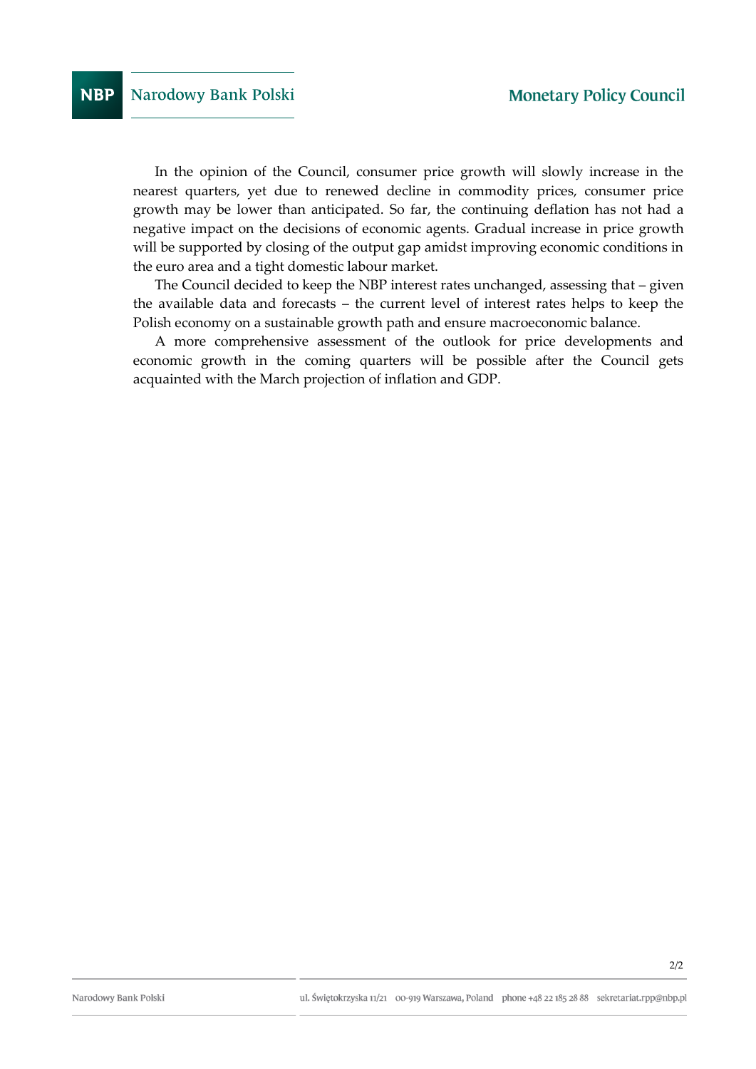In the opinion of the Council, consumer price growth will slowly increase in the nearest quarters, yet due to renewed decline in commodity prices, consumer price growth may be lower than anticipated. So far, the continuing deflation has not had a negative impact on the decisions of economic agents. Gradual increase in price growth will be supported by closing of the output gap amidst improving economic conditions in the euro area and a tight domestic labour market.

The Council decided to keep the NBP interest rates unchanged, assessing that – given the available data and forecasts – the current level of interest rates helps to keep the Polish economy on a sustainable growth path and ensure macroeconomic balance.

A more comprehensive assessment of the outlook for price developments and economic growth in the coming quarters will be possible after the Council gets acquainted with the March projection of inflation and GDP.